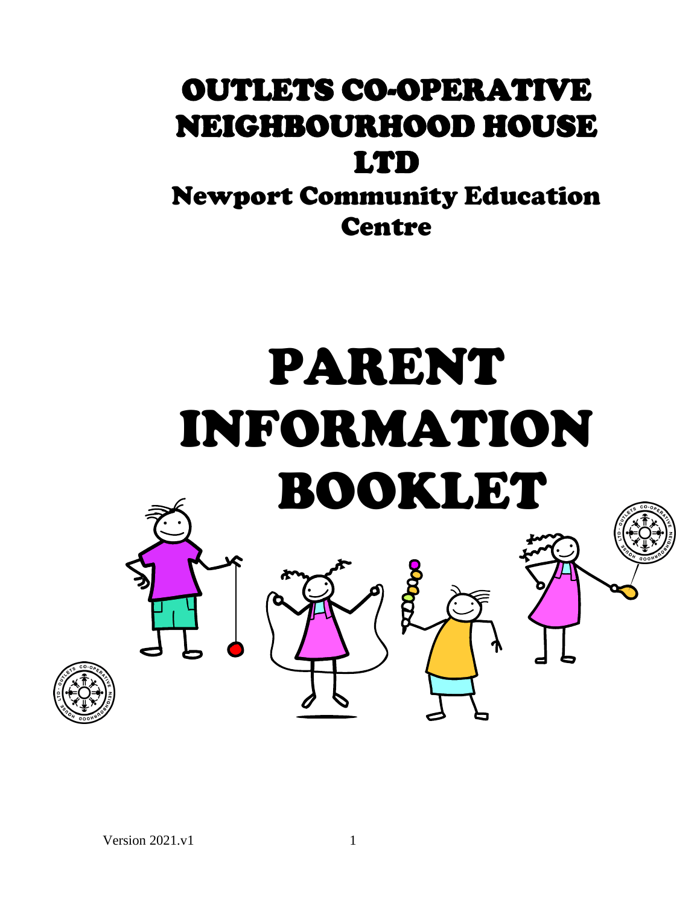# OUTLETS CO-OPERATIVE NEIGHBOURHOOD HOUSE LTD

## Newport Community Education Centre

# PARENT INFORMATION BOOKLET

Version 2021.v1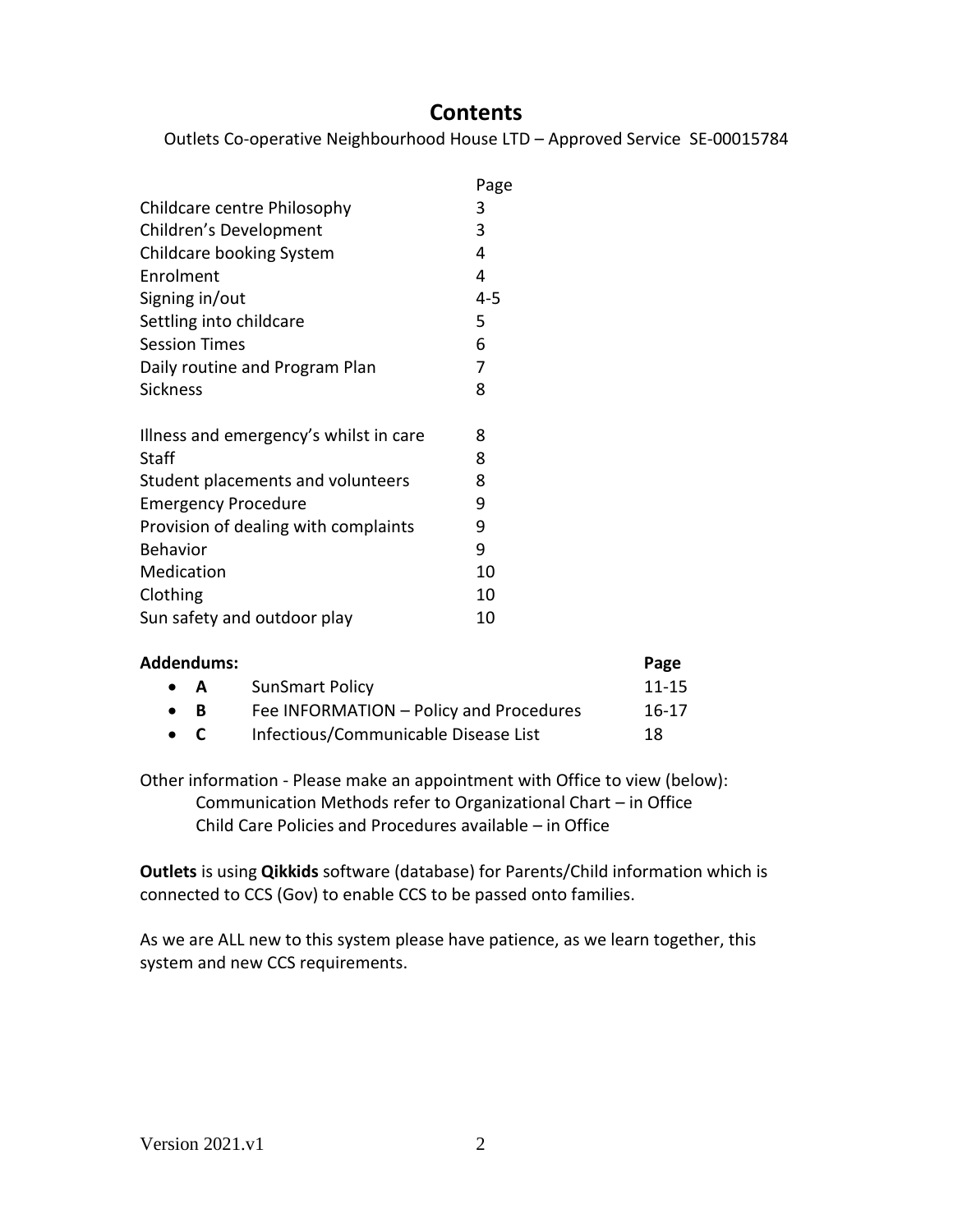# Contents

Outlets Co-operative Neighbourhood House LTD – Approved Service SE-00015784

| | Page |
|---|---|
| Childcare centre Philosophy | 3 |
| Children's Development | 3 |
| Childcare booking System | 4 |
| Enrolment | 4 |
| Signing in/out | 4-5 |
| Settling into childcare | 5 |
| Session Times | 6 |
| Daily routine and Program Plan | 7 |
| Sickness | 8 |
| Illness and emergency's whilst in care | 8 |
| Staff | 8 |
| Student placements and volunteers | 8 |
| Emergency Procedure | 9 |
| Provision of dealing with complaints | 9 |
| Behavior | 9 |
| Medication | 10 |
| Clothing | 10 |
| Sun safety and outdoor play | 10 |

**Addendums:**

| | | **Page** |
|---|---|---|
| **A** | SunSmart Policy | 11-15 |
| **B** | Fee INFORMATION – Policy and Procedures | 16-17 |
| **C** | Infectious/Communicable Disease List | 18 |

Other information - Please make an appointment with Office to view (below):
Communication Methods refer to Organizational Chart – in Office
Child Care Policies and Procedures available – in Office

**Outlets** is using **Qikkids** software (database) for Parents/Child information which is connected to CCS (Gov) to enable CCS to be passed onto families.

As we are ALL new to this system please have patience, as we learn together, this system and new CCS requirements.

Version 2021.v1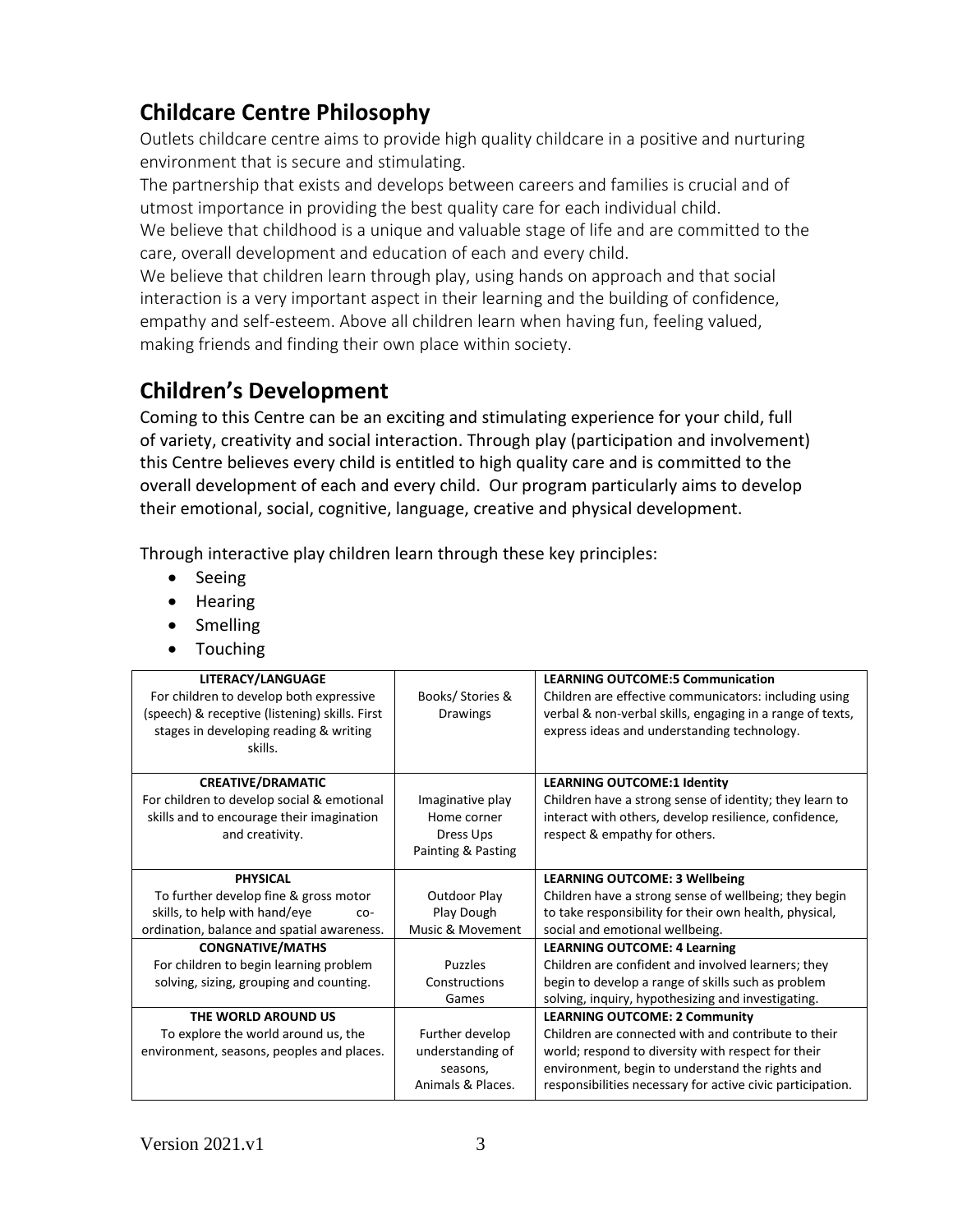## Childcare Centre Philosophy

Outlets childcare centre aims to provide high quality childcare in a positive and nurturing environment that is secure and stimulating.

The partnership that exists and develops between careers and families is crucial and of utmost importance in providing the best quality care for each individual child.

We believe that childhood is a unique and valuable stage of life and are committed to the care, overall development and education of each and every child.

We believe that children learn through play, using hands on approach and that social interaction is a very important aspect in their learning and the building of confidence, empathy and self-esteem. Above all children learn when having fun, feeling valued, making friends and finding their own place within society.

## Children's Development

Coming to this Centre can be an exciting and stimulating experience for your child, full of variety, creativity and social interaction. Through play (participation and involvement) this Centre believes every child is entitled to high quality care and is committed to the overall development of each and every child. Our program particularly aims to develop their emotional, social, cognitive, language, creative and physical development.

Through interactive play children learn through these key principles:

- Seeing
- Hearing
- Smelling
- Touching

| | | |
|---|---|---|
| **LITERACY/LANGUAGE**<br>For children to develop both expressive (speech) & receptive (listening) skills. First stages in developing reading & writing skills. | Books/ Stories & Drawings | **LEARNING OUTCOME:5 Communication**<br>Children are effective communicators: including using verbal & non-verbal skills, engaging in a range of texts, express ideas and understanding technology. |
| **CREATIVE/DRAMATIC**<br>For children to develop social & emotional skills and to encourage their imagination and creativity. | Imaginative play<br>Home corner<br>Dress Ups<br>Painting & Pasting | **LEARNING OUTCOME:1 Identity**<br>Children have a strong sense of identity; they learn to interact with others, develop resilience, confidence, respect & empathy for others. |
| **PHYSICAL**<br>To further develop fine & gross motor skills, to help with hand/eye co-ordination, balance and spatial awareness. | Outdoor Play<br>Play Dough<br>Music & Movement | **LEARNING OUTCOME: 3 Wellbeing**<br>Children have a strong sense of wellbeing; they begin to take responsibility for their own health, physical, social and emotional wellbeing. |
| **CONGNATIVE/MATHS**<br>For children to begin learning problem solving, sizing, grouping and counting. | Puzzles<br>Constructions<br>Games | **LEARNING OUTCOME: 4 Learning**<br>Children are confident and involved learners; they begin to develop a range of skills such as problem solving, inquiry, hypothesizing and investigating. |
| **THE WORLD AROUND US**<br>To explore the world around us, the environment, seasons, peoples and places. | Further develop understanding of seasons, Animals & Places. | **LEARNING OUTCOME: 2 Community**<br>Children are connected with and contribute to their world; respond to diversity with respect for their environment, begin to understand the rights and responsibilities necessary for active civic participation. |

Version 2021.v1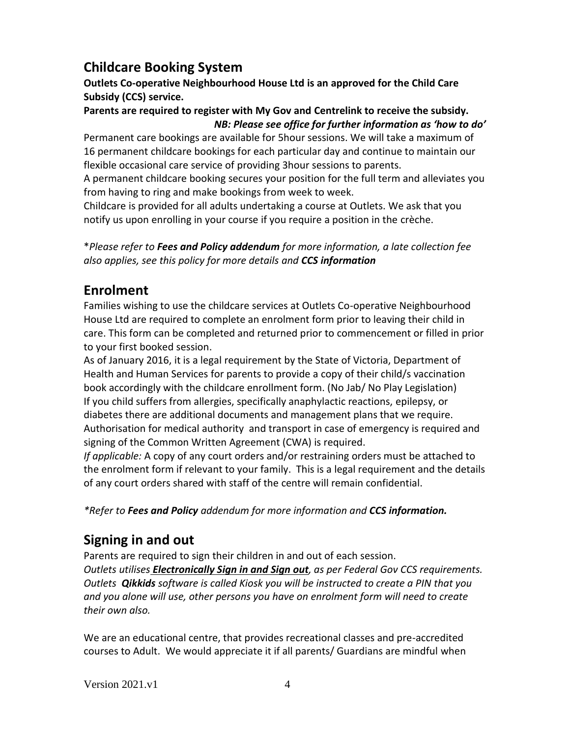## Childcare Booking System

**Outlets Co-operative Neighbourhood House Ltd is an approved for the Child Care Subsidy (CCS) service.**

**Parents are required to register with My Gov and Centrelink to receive the subsidy.**
***NB: Please see office for further information as 'how to do'***

Permanent care bookings are available for 5hour sessions. We will take a maximum of 16 permanent childcare bookings for each particular day and continue to maintain our flexible occasional care service of providing 3hour sessions to parents.

A permanent childcare booking secures your position for the full term and alleviates you from having to ring and make bookings from week to week.

Childcare is provided for all adults undertaking a course at Outlets. We ask that you notify us upon enrolling in your course if you require a position in the crèche.

*\*Please refer to **Fees and Policy addendum** for more information, a late collection fee also applies, see this policy for more details and **CCS information***

## Enrolment

Families wishing to use the childcare services at Outlets Co-operative Neighbourhood House Ltd are required to complete an enrolment form prior to leaving their child in care. This form can be completed and returned prior to commencement or filled in prior to your first booked session.

As of January 2016, it is a legal requirement by the State of Victoria, Department of Health and Human Services for parents to provide a copy of their child/s vaccination book accordingly with the childcare enrollment form. (No Jab/ No Play Legislation)

If you child suffers from allergies, specifically anaphylactic reactions, epilepsy, or diabetes there are additional documents and management plans that we require. Authorisation for medical authority and transport in case of emergency is required and signing of the Common Written Agreement (CWA) is required.

*If applicable:* A copy of any court orders and/or restraining orders must be attached to the enrolment form if relevant to your family. This is a legal requirement and the details of any court orders shared with staff of the centre will remain confidential.

*\*Refer to **Fees and Policy** addendum for more information and **CCS information.***

## Signing in and out

Parents are required to sign their children in and out of each session.

*Outlets utilises **Electronically Sign in and Sign out**, as per Federal Gov CCS requirements. Outlets **Qikkids** software is called Kiosk you will be instructed to create a PIN that you and you alone will use, other persons you have on enrolment form will need to create their own also.*

We are an educational centre, that provides recreational classes and pre-accredited courses to Adult. We would appreciate it if all parents/ Guardians are mindful when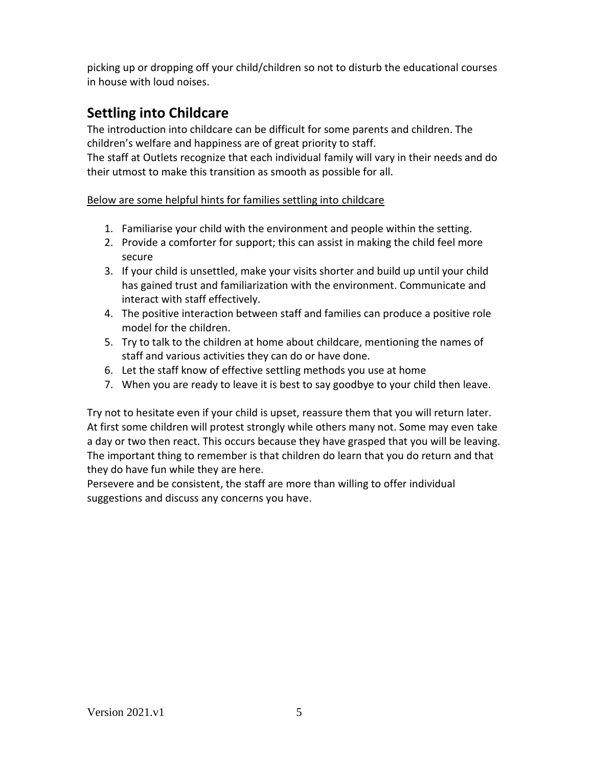picking up or dropping off your child/children so not to disturb the educational courses in house with loud noises.

## Settling into Childcare

The introduction into childcare can be difficult for some parents and children. The children's welfare and happiness are of great priority to staff.

The staff at Outlets recognize that each individual family will vary in their needs and do their utmost to make this transition as smooth as possible for all.

<u>Below are some helpful hints for families settling into childcare</u>

1. Familiarise your child with the environment and people within the setting.
2. Provide a comforter for support; this can assist in making the child feel more secure
3. If your child is unsettled, make your visits shorter and build up until your child has gained trust and familiarization with the environment. Communicate and interact with staff effectively.
4. The positive interaction between staff and families can produce a positive role model for the children.
5. Try to talk to the children at home about childcare, mentioning the names of staff and various activities they can do or have done.
6. Let the staff know of effective settling methods you use at home
7. When you are ready to leave it is best to say goodbye to your child then leave.

Try not to hesitate even if your child is upset, reassure them that you will return later. At first some children will protest strongly while others many not. Some may even take a day or two then react. This occurs because they have grasped that you will be leaving. The important thing to remember is that children do learn that you do return and that they do have fun while they are here.

Persevere and be consistent, the staff are more than willing to offer individual suggestions and discuss any concerns you have.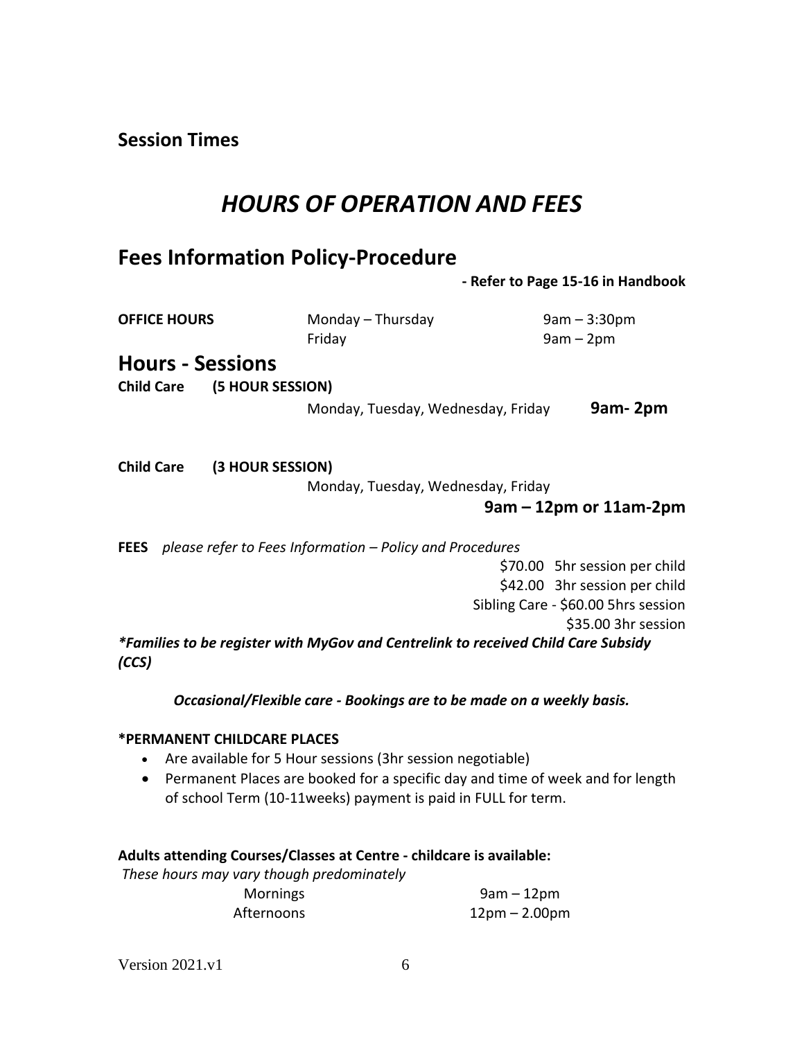## Session Times

# *HOURS OF OPERATION AND FEES*

## Fees Information Policy-Procedure

**- Refer to Page 15-16 in Handbook**

| | | |
|---|---|---|
| **OFFICE HOURS** | Monday – Thursday | 9am – 3:30pm |
| | Friday | 9am – 2pm |

## Hours - Sessions

**Child Care (5 HOUR SESSION)**

Monday, Tuesday, Wednesday, Friday **9am- 2pm**

**Child Care (3 HOUR SESSION)**

Monday, Tuesday, Wednesday, Friday

**9am – 12pm or 11am-2pm**

**FEES** *please refer to Fees Information – Policy and Procedures*

$70.00 5hr session per child
$42.00 3hr session per child
Sibling Care - $60.00 5hrs session
$35.00 3hr session

***Families to be register with MyGov and Centrelink to received Child Care Subsidy (CCS)***

***Occasional/Flexible care - Bookings are to be made on a weekly basis.***

**\*PERMANENT CHILDCARE PLACES**

- Are available for 5 Hour sessions (3hr session negotiable)
- Permanent Places are booked for a specific day and time of week and for length of school Term (10-11weeks) payment is paid in FULL for term.

**Adults attending Courses/Classes at Centre - childcare is available:**

*These hours may vary though predominately*

| | |
|---|---|
| Mornings | 9am – 12pm |
| Afternoons | 12pm – 2.00pm |

Version 2021.v1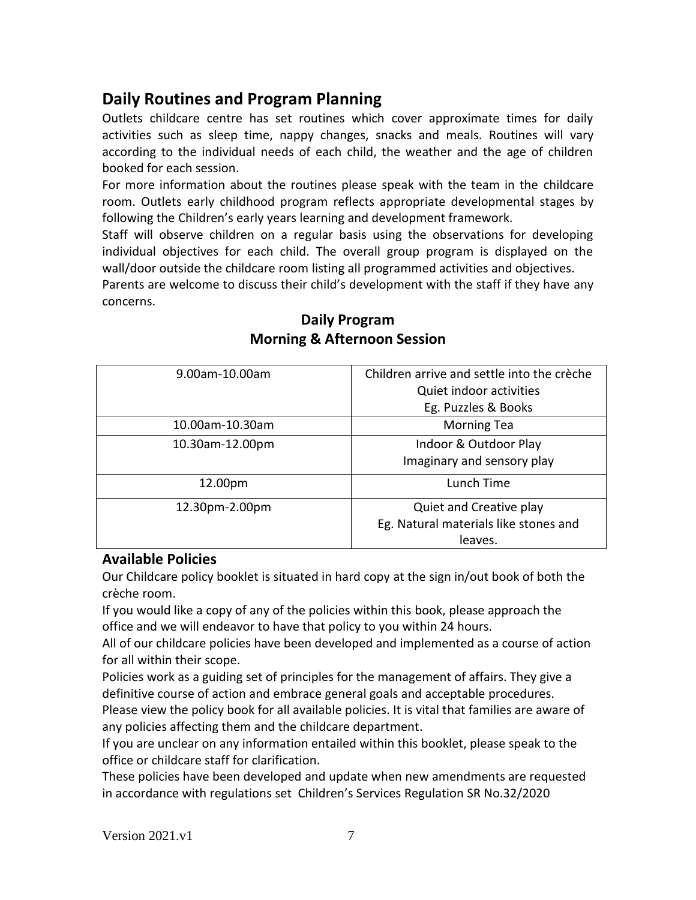## Daily Routines and Program Planning

Outlets childcare centre has set routines which cover approximate times for daily activities such as sleep time, nappy changes, snacks and meals. Routines will vary according to the individual needs of each child, the weather and the age of children booked for each session.

For more information about the routines please speak with the team in the childcare room. Outlets early childhood program reflects appropriate developmental stages by following the Children's early years learning and development framework.

Staff will observe children on a regular basis using the observations for developing individual objectives for each child. The overall group program is displayed on the wall/door outside the childcare room listing all programmed activities and objectives.

Parents are welcome to discuss their child's development with the staff if they have any concerns.

**Daily Program**
**Morning & Afternoon Session**

| | |
|---|---|
| 9.00am-10.00am | Children arrive and settle into the crèche<br>Quiet indoor activities<br>Eg. Puzzles & Books |
| 10.00am-10.30am | Morning Tea |
| 10.30am-12.00pm | Indoor & Outdoor Play<br>Imaginary and sensory play |
| 12.00pm | Lunch Time |
| 12.30pm-2.00pm | Quiet and Creative play<br>Eg. Natural materials like stones and leaves. |

### Available Policies

Our Childcare policy booklet is situated in hard copy at the sign in/out book of both the crèche room.

If you would like a copy of any of the policies within this book, please approach the office and we will endeavor to have that policy to you within 24 hours.

All of our childcare policies have been developed and implemented as a course of action for all within their scope.

Policies work as a guiding set of principles for the management of affairs. They give a definitive course of action and embrace general goals and acceptable procedures.

Please view the policy book for all available policies. It is vital that families are aware of any policies affecting them and the childcare department.

If you are unclear on any information entailed within this booklet, please speak to the office or childcare staff for clarification.

These policies have been developed and update when new amendments are requested in accordance with regulations set Children's Services Regulation SR No.32/2020

Version 2021.v1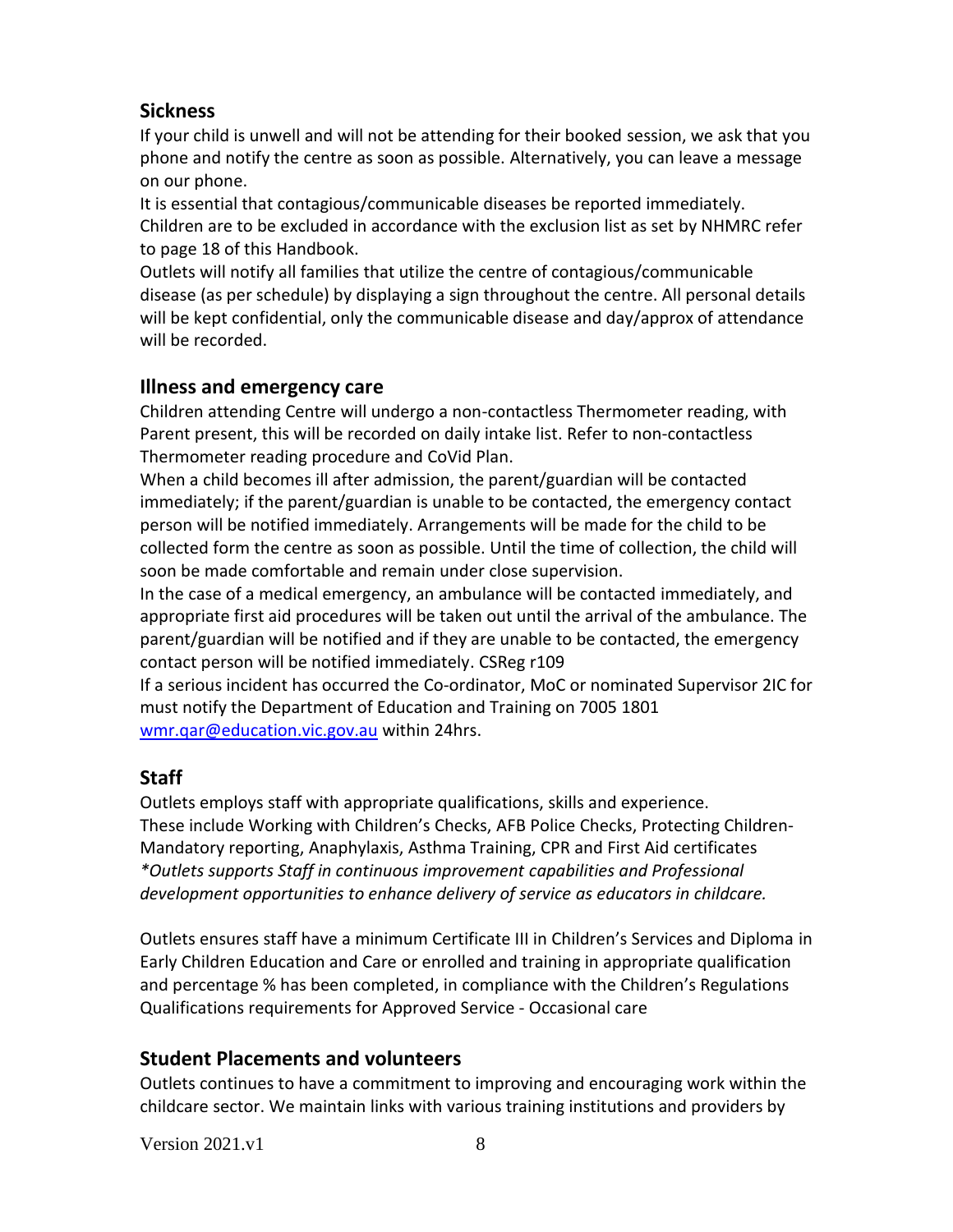## Sickness

If your child is unwell and will not be attending for their booked session, we ask that you phone and notify the centre as soon as possible. Alternatively, you can leave a message on our phone.

It is essential that contagious/communicable diseases be reported immediately. Children are to be excluded in accordance with the exclusion list as set by NHMRC refer to page 18 of this Handbook.

Outlets will notify all families that utilize the centre of contagious/communicable disease (as per schedule) by displaying a sign throughout the centre. All personal details will be kept confidential, only the communicable disease and day/approx of attendance will be recorded.

## Illness and emergency care

Children attending Centre will undergo a non-contactless Thermometer reading, with Parent present, this will be recorded on daily intake list. Refer to non-contactless Thermometer reading procedure and CoVid Plan.

When a child becomes ill after admission, the parent/guardian will be contacted immediately; if the parent/guardian is unable to be contacted, the emergency contact person will be notified immediately. Arrangements will be made for the child to be collected form the centre as soon as possible. Until the time of collection, the child will soon be made comfortable and remain under close supervision.

In the case of a medical emergency, an ambulance will be contacted immediately, and appropriate first aid procedures will be taken out until the arrival of the ambulance. The parent/guardian will be notified and if they are unable to be contacted, the emergency contact person will be notified immediately. CSReg r109

If a serious incident has occurred the Co-ordinator, MoC or nominated Supervisor 2IC for must notify the Department of Education and Training on 7005 1801 wmr.qar@education.vic.gov.au within 24hrs.

## Staff

Outlets employs staff with appropriate qualifications, skills and experience. These include Working with Children's Checks, AFB Police Checks, Protecting Children-Mandatory reporting, Anaphylaxis, Asthma Training, CPR and First Aid certificates
*\*Outlets supports Staff in continuous improvement capabilities and Professional development opportunities to enhance delivery of service as educators in childcare.*

Outlets ensures staff have a minimum Certificate III in Children's Services and Diploma in Early Children Education and Care or enrolled and training in appropriate qualification and percentage % has been completed, in compliance with the Children's Regulations Qualifications requirements for Approved Service - Occasional care

## Student Placements and volunteers

Outlets continues to have a commitment to improving and encouraging work within the childcare sector. We maintain links with various training institutions and providers by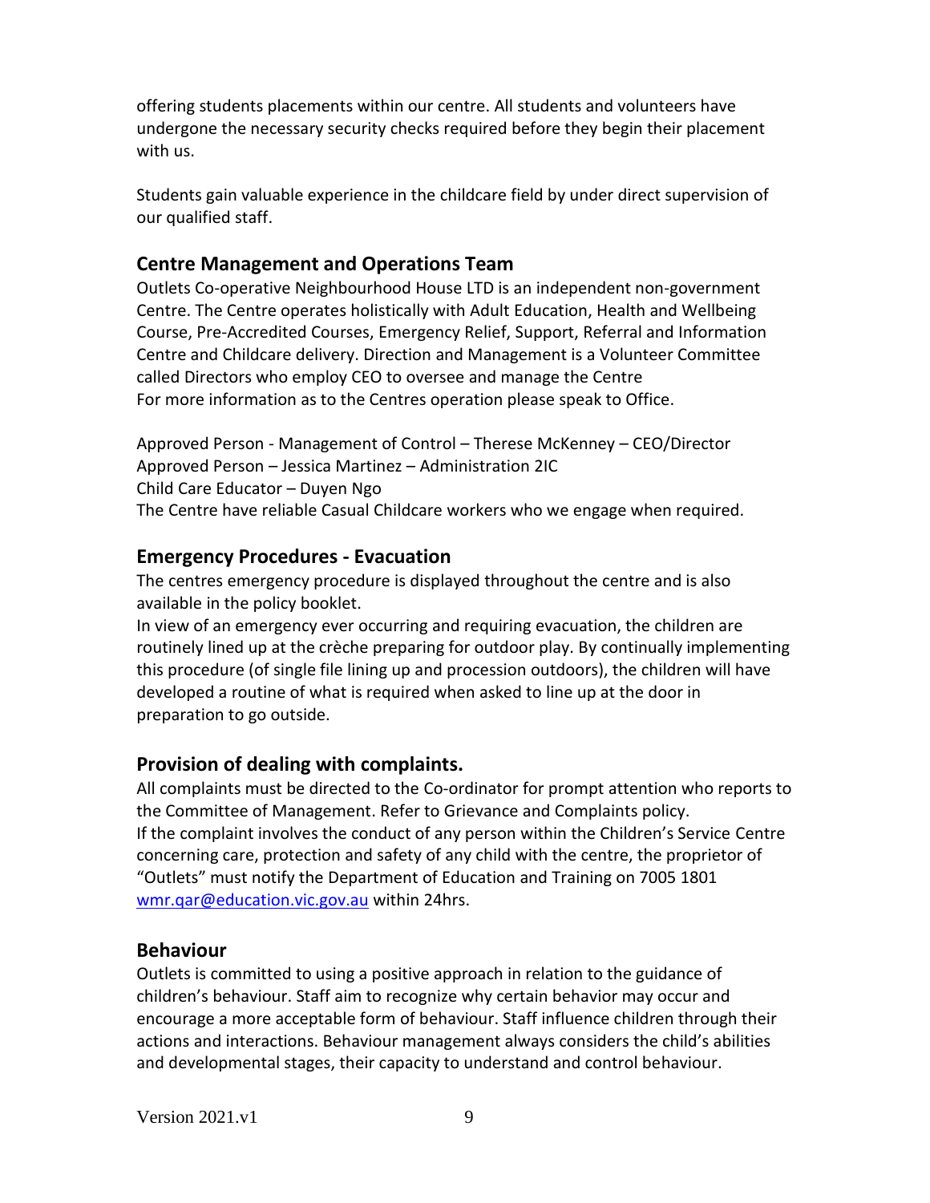offering students placements within our centre. All students and volunteers have undergone the necessary security checks required before they begin their placement with us.

Students gain valuable experience in the childcare field by under direct supervision of our qualified staff.

## Centre Management and Operations Team

Outlets Co-operative Neighbourhood House LTD is an independent non-government Centre. The Centre operates holistically with Adult Education, Health and Wellbeing Course, Pre-Accredited Courses, Emergency Relief, Support, Referral and Information Centre and Childcare delivery. Direction and Management is a Volunteer Committee called Directors who employ CEO to oversee and manage the Centre
For more information as to the Centres operation please speak to Office.

Approved Person - Management of Control – Therese McKenney – CEO/Director
Approved Person – Jessica Martinez – Administration 2IC
Child Care Educator – Duyen Ngo
The Centre have reliable Casual Childcare workers who we engage when required.

## Emergency Procedures - Evacuation

The centres emergency procedure is displayed throughout the centre and is also available in the policy booklet.
In view of an emergency ever occurring and requiring evacuation, the children are routinely lined up at the crèche preparing for outdoor play. By continually implementing this procedure (of single file lining up and procession outdoors), the children will have developed a routine of what is required when asked to line up at the door in preparation to go outside.

## Provision of dealing with complaints.

All complaints must be directed to the Co-ordinator for prompt attention who reports to the Committee of Management. Refer to Grievance and Complaints policy.
If the complaint involves the conduct of any person within the Children's Service Centre concerning care, protection and safety of any child with the centre, the proprietor of "Outlets" must notify the Department of Education and Training on 7005 1801 wmr.qar@education.vic.gov.au within 24hrs.

## Behaviour

Outlets is committed to using a positive approach in relation to the guidance of children's behaviour. Staff aim to recognize why certain behavior may occur and encourage a more acceptable form of behaviour. Staff influence children through their actions and interactions. Behaviour management always considers the child's abilities and developmental stages, their capacity to understand and control behaviour.

Version 2021.v1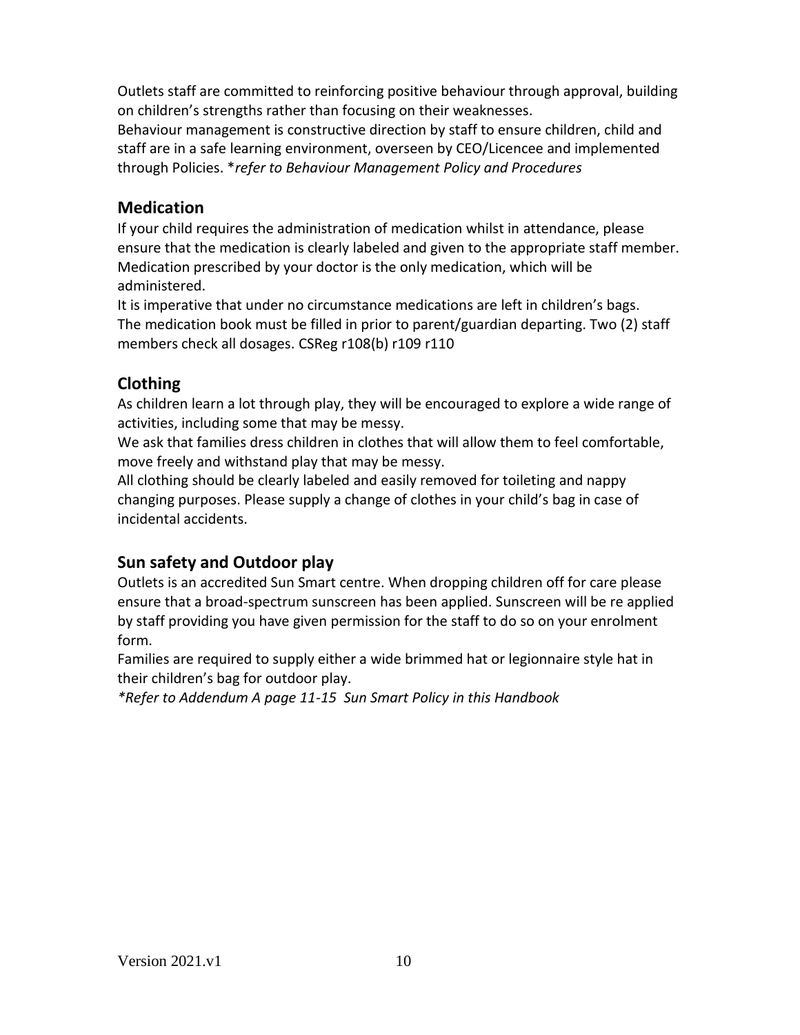Outlets staff are committed to reinforcing positive behaviour through approval, building on children's strengths rather than focusing on their weaknesses.
Behaviour management is constructive direction by staff to ensure children, child and staff are in a safe learning environment, overseen by CEO/Licencee and implemented through Policies. **refer to Behaviour Management Policy and Procedures*

## Medication

If your child requires the administration of medication whilst in attendance, please ensure that the medication is clearly labeled and given to the appropriate staff member. Medication prescribed by your doctor is the only medication, which will be administered.
It is imperative that under no circumstance medications are left in children's bags.
The medication book must be filled in prior to parent/guardian departing. Two (2) staff members check all dosages. CSReg r108(b) r109 r110

## Clothing

As children learn a lot through play, they will be encouraged to explore a wide range of activities, including some that may be messy.
We ask that families dress children in clothes that will allow them to feel comfortable, move freely and withstand play that may be messy.
All clothing should be clearly labeled and easily removed for toileting and nappy changing purposes. Please supply a change of clothes in your child's bag in case of incidental accidents.

## Sun safety and Outdoor play

Outlets is an accredited Sun Smart centre. When dropping children off for care please ensure that a broad-spectrum sunscreen has been applied. Sunscreen will be re applied by staff providing you have given permission for the staff to do so on your enrolment form.
Families are required to supply either a wide brimmed hat or legionnaire style hat in their children's bag for outdoor play.
**Refer to Addendum A page 11-15 Sun Smart Policy in this Handbook*

Version 2021.v1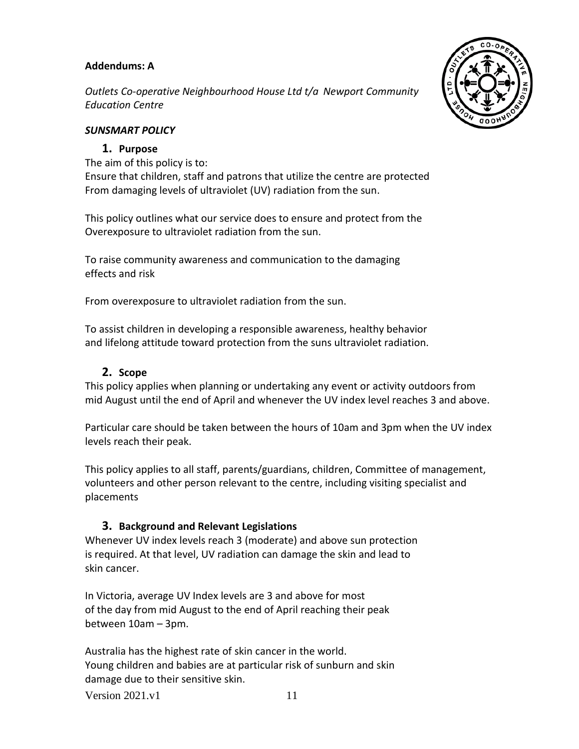**Addendums: A**

*Outlets Co-operative Neighbourhood House Ltd t/a Newport Community Education Centre*

***SUNSMART POLICY***

## 1. Purpose

The aim of this policy is to:
Ensure that children, staff and patrons that utilize the centre are protected
From damaging levels of ultraviolet (UV) radiation from the sun.

This policy outlines what our service does to ensure and protect from the
Overexposure to ultraviolet radiation from the sun.

To raise community awareness and communication to the damaging
effects and risk

From overexposure to ultraviolet radiation from the sun.

To assist children in developing a responsible awareness, healthy behavior
and lifelong attitude toward protection from the suns ultraviolet radiation.

## 2. Scope

This policy applies when planning or undertaking any event or activity outdoors from mid August until the end of April and whenever the UV index level reaches 3 and above.

Particular care should be taken between the hours of 10am and 3pm when the UV index levels reach their peak.

This policy applies to all staff, parents/guardians, children, Committee of management, volunteers and other person relevant to the centre, including visiting specialist and placements

## 3. Background and Relevant Legislations

Whenever UV index levels reach 3 (moderate) and above sun protection
is required. At that level, UV radiation can damage the skin and lead to
skin cancer.

In Victoria, average UV Index levels are 3 and above for most
of the day from mid August to the end of April reaching their peak
between 10am – 3pm.

Australia has the highest rate of skin cancer in the world.
Young children and babies are at particular risk of sunburn and skin
damage due to their sensitive skin.

Version 2021.v1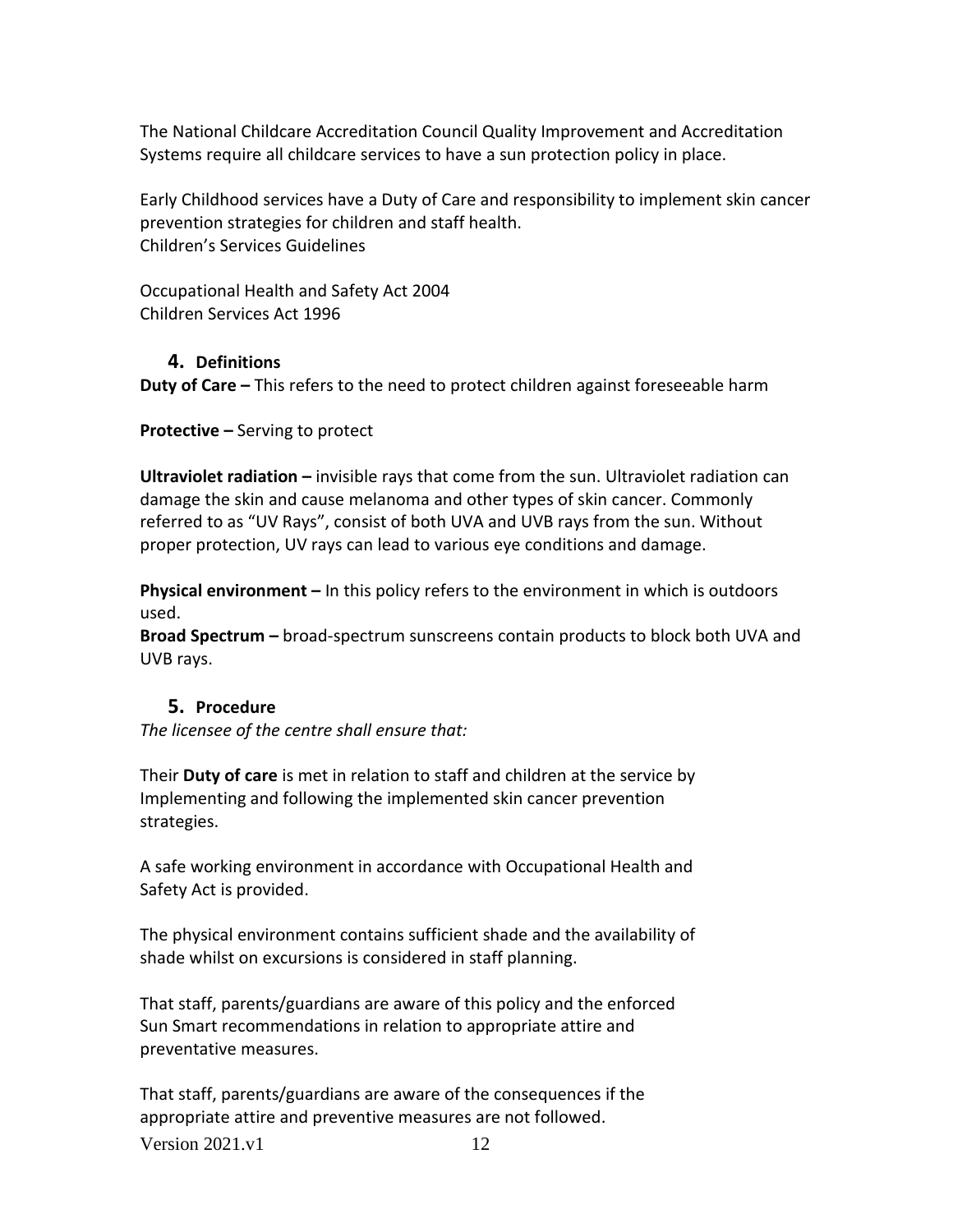The National Childcare Accreditation Council Quality Improvement and Accreditation Systems require all childcare services to have a sun protection policy in place.

Early Childhood services have a Duty of Care and responsibility to implement skin cancer prevention strategies for children and staff health.
Children's Services Guidelines

Occupational Health and Safety Act 2004
Children Services Act 1996

## 4. Definitions

**Duty of Care –** This refers to the need to protect children against foreseeable harm

**Protective –** Serving to protect

**Ultraviolet radiation –** invisible rays that come from the sun. Ultraviolet radiation can damage the skin and cause melanoma and other types of skin cancer. Commonly referred to as "UV Rays", consist of both UVA and UVB rays from the sun. Without proper protection, UV rays can lead to various eye conditions and damage.

**Physical environment –** In this policy refers to the environment in which is outdoors used.
**Broad Spectrum –** broad-spectrum sunscreens contain products to block both UVA and UVB rays.

## 5. Procedure

*The licensee of the centre shall ensure that:*

Their **Duty of care** is met in relation to staff and children at the service by Implementing and following the implemented skin cancer prevention strategies.

A safe working environment in accordance with Occupational Health and Safety Act is provided.

The physical environment contains sufficient shade and the availability of shade whilst on excursions is considered in staff planning.

That staff, parents/guardians are aware of this policy and the enforced Sun Smart recommendations in relation to appropriate attire and preventative measures.

That staff, parents/guardians are aware of the consequences if the appropriate attire and preventive measures are not followed.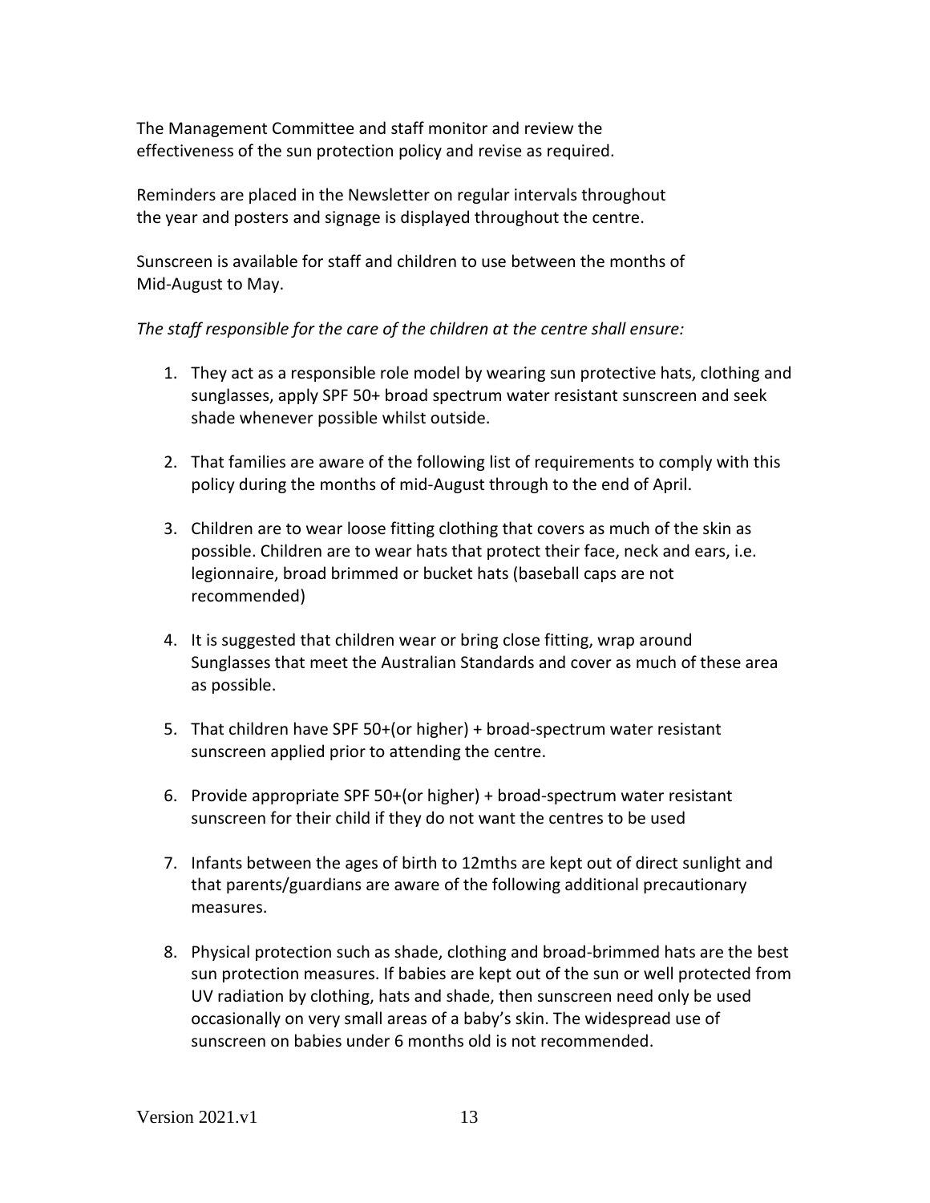The Management Committee and staff monitor and review the effectiveness of the sun protection policy and revise as required.

Reminders are placed in the Newsletter on regular intervals throughout the year and posters and signage is displayed throughout the centre.

Sunscreen is available for staff and children to use between the months of Mid-August to May.

*The staff responsible for the care of the children at the centre shall ensure:*

1. They act as a responsible role model by wearing sun protective hats, clothing and sunglasses, apply SPF 50+ broad spectrum water resistant sunscreen and seek shade whenever possible whilst outside.

2. That families are aware of the following list of requirements to comply with this policy during the months of mid-August through to the end of April.

3. Children are to wear loose fitting clothing that covers as much of the skin as possible. Children are to wear hats that protect their face, neck and ears, i.e. legionnaire, broad brimmed or bucket hats (baseball caps are not recommended)

4. It is suggested that children wear or bring close fitting, wrap around Sunglasses that meet the Australian Standards and cover as much of these area as possible.

5. That children have SPF 50+(or higher) + broad-spectrum water resistant sunscreen applied prior to attending the centre.

6. Provide appropriate SPF 50+(or higher) + broad-spectrum water resistant sunscreen for their child if they do not want the centres to be used

7. Infants between the ages of birth to 12mths are kept out of direct sunlight and that parents/guardians are aware of the following additional precautionary measures.

8. Physical protection such as shade, clothing and broad-brimmed hats are the best sun protection measures. If babies are kept out of the sun or well protected from UV radiation by clothing, hats and shade, then sunscreen need only be used occasionally on very small areas of a baby's skin. The widespread use of sunscreen on babies under 6 months old is not recommended.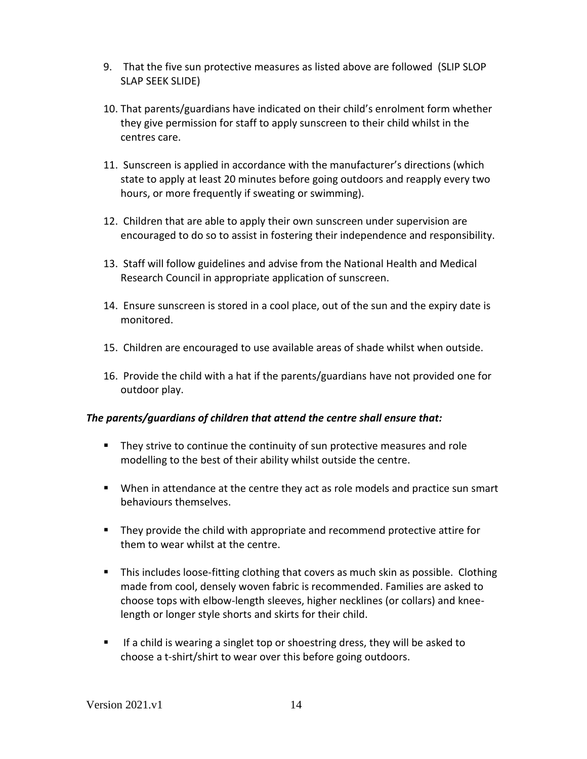9. That the five sun protective measures as listed above are followed (SLIP SLOP SLAP SEEK SLIDE)

10. That parents/guardians have indicated on their child's enrolment form whether they give permission for staff to apply sunscreen to their child whilst in the centres care.

11. Sunscreen is applied in accordance with the manufacturer's directions (which state to apply at least 20 minutes before going outdoors and reapply every two hours, or more frequently if sweating or swimming).

12. Children that are able to apply their own sunscreen under supervision are encouraged to do so to assist in fostering their independence and responsibility.

13. Staff will follow guidelines and advise from the National Health and Medical Research Council in appropriate application of sunscreen.

14. Ensure sunscreen is stored in a cool place, out of the sun and the expiry date is monitored.

15. Children are encouraged to use available areas of shade whilst when outside.

16. Provide the child with a hat if the parents/guardians have not provided one for outdoor play.

***The parents/guardians of children that attend the centre shall ensure that:***

- They strive to continue the continuity of sun protective measures and role modelling to the best of their ability whilst outside the centre.
- When in attendance at the centre they act as role models and practice sun smart behaviours themselves.
- They provide the child with appropriate and recommend protective attire for them to wear whilst at the centre.
- This includes loose-fitting clothing that covers as much skin as possible. Clothing made from cool, densely woven fabric is recommended. Families are asked to choose tops with elbow-length sleeves, higher necklines (or collars) and knee-length or longer style shorts and skirts for their child.
- If a child is wearing a singlet top or shoestring dress, they will be asked to choose a t-shirt/shirt to wear over this before going outdoors.

Version 2021.v1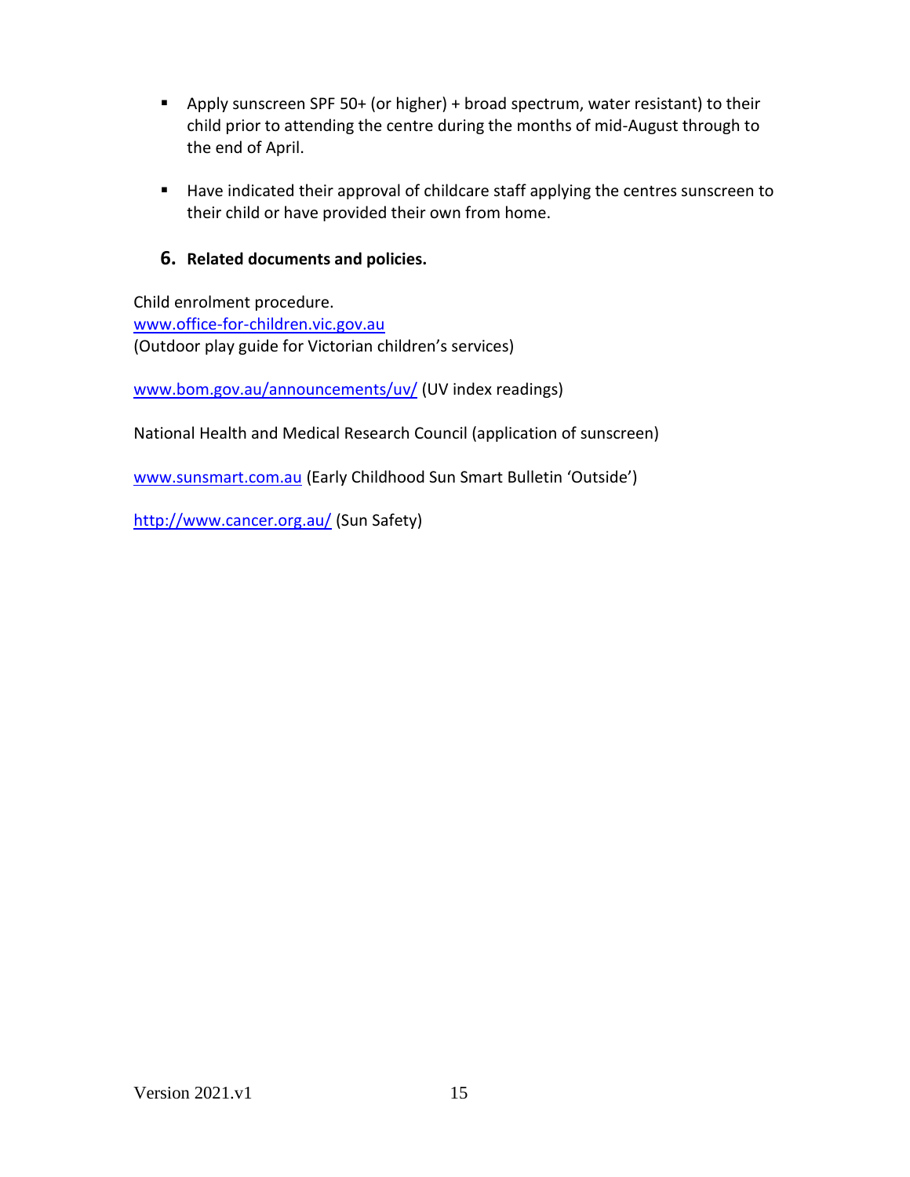- Apply sunscreen SPF 50+ (or higher) + broad spectrum, water resistant) to their child prior to attending the centre during the months of mid-August through to the end of April.

- Have indicated their approval of childcare staff applying the centres sunscreen to their child or have provided their own from home.

## 6. Related documents and policies.

Child enrolment procedure.
www.office-for-children.vic.gov.au
(Outdoor play guide for Victorian children's services)

www.bom.gov.au/announcements/uv/ (UV index readings)

National Health and Medical Research Council (application of sunscreen)

www.sunsmart.com.au (Early Childhood Sun Smart Bulletin 'Outside')

http://www.cancer.org.au/ (Sun Safety)

Version 2021.v1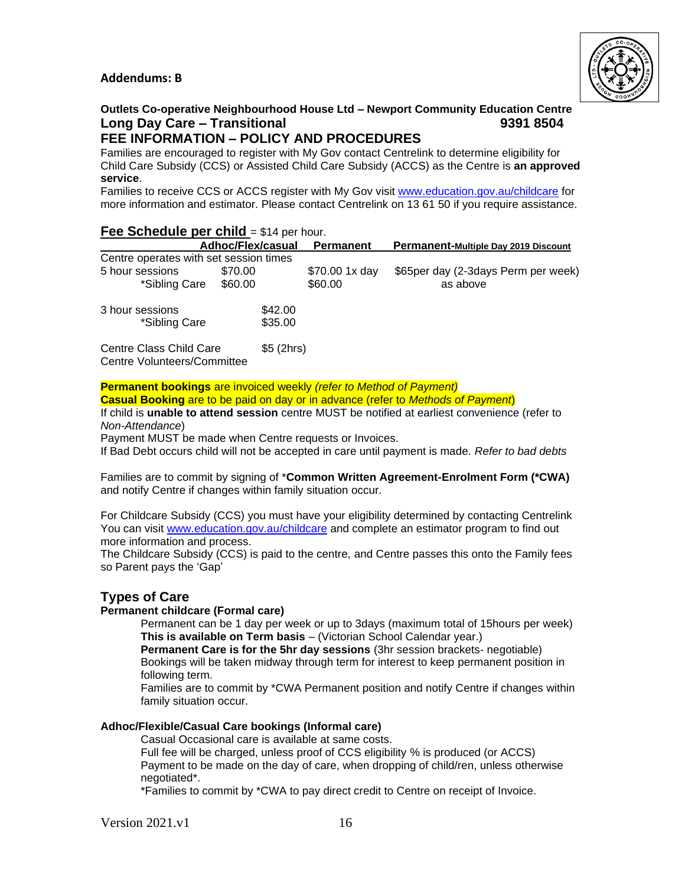**Addendums: B**

**Outlets Co-operative Neighbourhood House Ltd – Newport Community Education Centre**

## Long Day Care – Transitional 9391 8504

## FEE INFORMATION – POLICY AND PROCEDURES

Families are encouraged to register with My Gov contact Centrelink to determine eligibility for Child Care Subsidy (CCS) or Assisted Child Care Subsidy (ACCS) as the Centre is **an approved service**.

Families to receive CCS or ACCS register with My Gov visit www.education.gov.au/childcare for more information and estimator. Please contact Centrelink on 13 61 50 if you require assistance.

### Fee Schedule per child = $14 per hour.

| | Adhoc/Flex/casual | | Permanent | Permanent-Multiple Day 2019 Discount |
|---|---|---|---|---|
| Centre operates with set session times | | | | |
| 5 hour sessions | $70.00 | | $70.00 1x day | $65per day (2-3days Perm per week) |
| *Sibling Care | $60.00 | | $60.00 | as above |
| 3 hour sessions | | $42.00 | | |
| *Sibling Care | | $35.00 | | |
| Centre Class Child Care | | $5 (2hrs) | | |
| Centre Volunteers/Committee | | | | |

**Permanent bookings** are invoiced weekly *(refer to Method of Payment)*

**Casual Booking** are to be paid on day or in advance (refer to *Methods of Payment*)

If child is **unable to attend session** centre MUST be notified at earliest convenience (refer to *Non-Attendance*)

Payment MUST be made when Centre requests or Invoices.

If Bad Debt occurs child will not be accepted in care until payment is made. *Refer to bad debts*

Families are to commit by signing of ***Common Written Agreement-Enrolment Form (*CWA)** and notify Centre if changes within family situation occur.

For Childcare Subsidy (CCS) you must have your eligibility determined by contacting Centrelink You can visit www.education.gov.au/childcare and complete an estimator program to find out more information and process.

The Childcare Subsidy (CCS) is paid to the centre, and Centre passes this onto the Family fees so Parent pays the 'Gap'

## Types of Care

**Permanent childcare (Formal care)**

Permanent can be 1 day per week or up to 3days (maximum total of 15hours per week)

**This is available on Term basis** – (Victorian School Calendar year.)

**Permanent Care is for the 5hr day sessions** (3hr session brackets- negotiable)

Bookings will be taken midway through term for interest to keep permanent position in following term.

Families are to commit by *CWA Permanent position and notify Centre if changes within family situation occur.

**Adhoc/Flexible/Casual Care bookings (Informal care)**

Casual Occasional care is available at same costs.

Full fee will be charged, unless proof of CCS eligibility % is produced (or ACCS)

Payment to be made on the day of care, when dropping of child/ren, unless otherwise negotiated*.

*Families to commit by *CWA to pay direct credit to Centre on receipt of Invoice.

Version 2021.v1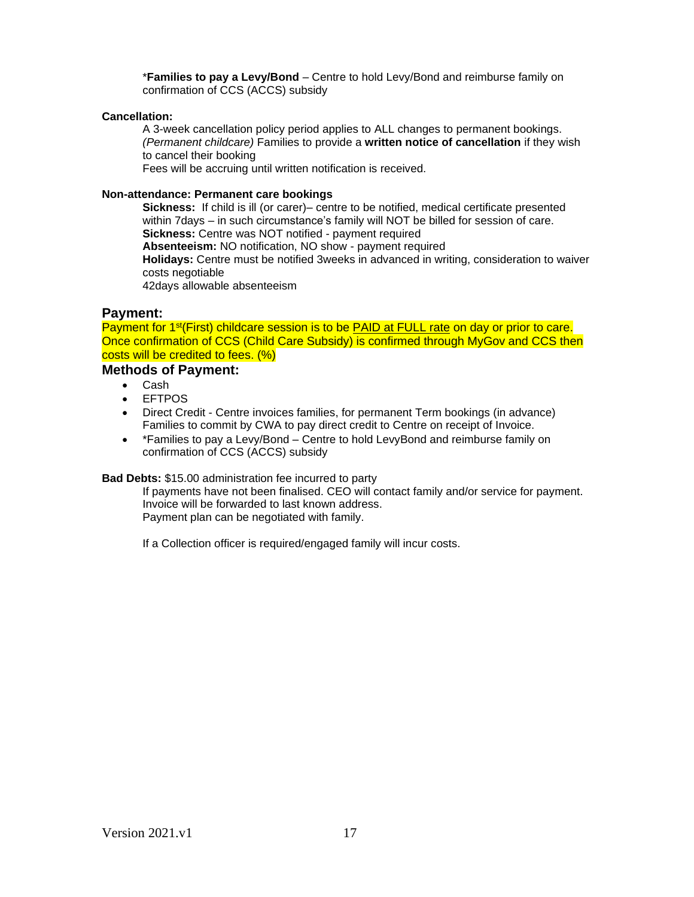*__Families to pay a Levy/Bond__ – Centre to hold Levy/Bond and reimburse family on confirmation of CCS (ACCS) subsidy

**Cancellation:**

A 3-week cancellation policy period applies to ALL changes to permanent bookings. *(Permanent childcare)* Families to provide a **written notice of cancellation** if they wish to cancel their booking

Fees will be accruing until written notification is received.

**Non-attendance: Permanent care bookings**

**Sickness:** If child is ill (or carer)– centre to be notified, medical certificate presented within 7days – in such circumstance's family will NOT be billed for session of care.

**Sickness:** Centre was NOT notified - payment required

**Absenteeism:** NO notification, NO show - payment required

**Holidays:** Centre must be notified 3weeks in advanced in writing, consideration to waiver costs negotiable

42days allowable absenteeism

## Payment:

Payment for 1st(First) childcare session is to be PAID at FULL rate on day or prior to care. Once confirmation of CCS (Child Care Subsidy) is confirmed through MyGov and CCS then costs will be credited to fees. (%)

## Methods of Payment:

- Cash
- EFTPOS
- Direct Credit - Centre invoices families, for permanent Term bookings (in advance) Families to commit by CWA to pay direct credit to Centre on receipt of Invoice.
- *Families to pay a Levy/Bond – Centre to hold LevyBond and reimburse family on confirmation of CCS (ACCS) subsidy

**Bad Debts:** $15.00 administration fee incurred to party

If payments have not been finalised. CEO will contact family and/or service for payment.
Invoice will be forwarded to last known address.
Payment plan can be negotiated with family.

If a Collection officer is required/engaged family will incur costs.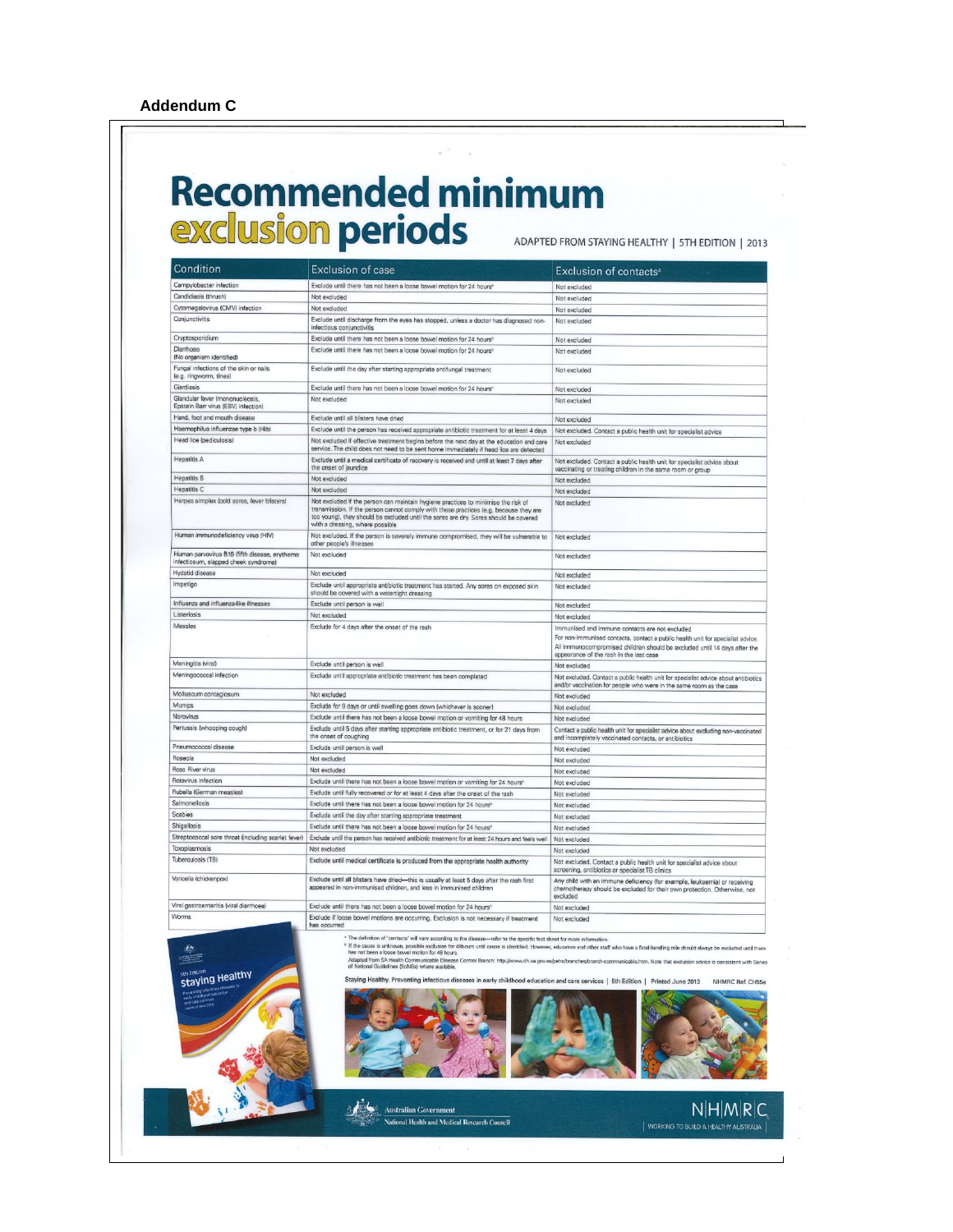**Addendum C**

# Recommended minimum exclusion periods

ADAPTED FROM STAYING HEALTHY | 5TH EDITION | 2013

| Condition | Exclusion of case | Exclusion of contacts[a] |
|---|---|---|
| Campylobacter infection | Exclude until there has not been a loose bowel motion for 24 hours[b] | Not excluded |
| Candidiasis (thrush) | Not excluded | Not excluded |
| Cytomegalovirus (CMV) infection | Not excluded | Not excluded |
| Conjunctivitis | Exclude until discharge from the eyes has stopped, unless a doctor has diagnosed non-infectious conjunctivitis | Not excluded |
| Cryptosporidium | Exclude until there has not been a loose bowel motion for 24 hours[b] | Not excluded |
| Diarrhoea (No organism identified) | Exclude until there has not been a loose bowel motion for 24 hours[b] | Not excluded |
| Fungal infections of the skin or nails (e.g. ringworm, tinea) | Exclude until the day after starting appropriate antifungal treatment | Not excluded |
| Giardiasis | Exclude until there has not been a loose bowel motion for 24 hours[b] | Not excluded |
| Glandular fever (mononucleosis, Epstein Barr virus [EBV] infection) | Not excluded | Not excluded |
| Hand, foot and mouth disease | Exclude until all blisters have dried | Not excluded |
| Haemophilus influenzae type b (Hib) | Exclude until the person has received appropriate antibiotic treatment for at least 4 days | Not excluded. Contact a public health unit for specialist advice |
| Head lice (pediculosis) | Not excluded if effective treatment begins before the next day at the education and care service. The child does not need to be sent home immediately if head lice are detected | Not excluded |
| Hepatitis A | Exclude until a medical certificate of recovery is received and until at least 7 days after the onset of jaundice | Not excluded. Contact a public health unit for specialist advice about vaccinating or treating children in the same room or group |
| Hepatitis B | Not excluded | Not excluded |
| Hepatitis C | Not excluded | Not excluded |
| Herpes simplex (cold sores, fever blisters) | Not excluded if the person can maintain hygiene practices to minimise the risk of transmission. If the person cannot comply with these practices (e.g. because they are too young), they should be excluded until the sores are dry. Sores should be covered with a dressing, where possible | Not excluded |
| Human immunodeficiency virus (HIV) | Not excluded. If the person is severely immune compromised, they will be vulnerable to other people's illnesses | Not excluded |
| Human parvovirus B19 (fifth disease, erythema infectiosum, slapped cheek syndrome) | Not excluded | Not excluded |
| Hydatid disease | Not excluded | Not excluded |
| Impetigo | Exclude until appropriate antibiotic treatment has started. Any sores on exposed skin should be covered with a watertight dressing | Not excluded |
| Influenza and influenza-like illnesses | Exclude until person is well | Not excluded |
| Listeriosis | Not excluded | Not excluded |
| Measles | Exclude for 4 days after the onset of the rash | Immunised and immune contacts are not excluded. For non-immunised contacts, contact a public health unit for specialist advice. All immunocompromised children should be excluded until 14 days after the appearance of the rash in the last case |
| Meningitis (viral) | Exclude until person is well | Not excluded |
| Meningococcal infection | Exclude until appropriate antibiotic treatment has been completed | Not excluded. Contact a public health unit for specialist advice about antibiotics and/or vaccination for people who were in the same room as the case |
| Molluscum contagiosum | Not excluded | Not excluded |
| Mumps | Exclude for 9 days or until swelling goes down (whichever is sooner) | Not excluded |
| Norovirus | Exclude until there has not been a loose bowel motion or vomiting for 48 hours | Not excluded |
| Pertussis (whooping cough) | Exclude until 5 days after starting appropriate antibiotic treatment, or for 21 days from the onset of coughing | Contact a public health unit for specialist advice about excluding non-vaccinated and incompletely vaccinated contacts, or antibiotics |
| Pneumococcal disease | Exclude until person is well | Not excluded |
| Roseola | Not excluded | Not excluded |
| Ross River virus | Not excluded | Not excluded |
| Rotavirus infection | Exclude until there has not been a loose bowel motion or vomiting for 24 hours[b] | Not excluded |
| Rubella (German measles) | Exclude until fully recovered or for at least 4 days after the onset of the rash | Not excluded |
| Salmonellosis | Exclude until there has not been a loose bowel motion for 24 hours[b] | Not excluded |
| Scabies | Exclude until the day after starting appropriate treatment | Not excluded |
| Shigellosis | Exclude until there has not been a loose bowel motion for 24 hours[b] | Not excluded |
| Streptococcal sore throat (including scarlet fever) | Exclude until the person has received antibiotic treatment for at least 24 hours and feels well | Not excluded |
| Toxoplasmosis | Not excluded | Not excluded |
| Tuberculosis (TB) | Exclude until medical certificate is produced from the appropriate health authority | Not excluded. Contact a public health unit for specialist advice about screening, antibiotics or specialist TB clinics |
| Varicella (chickenpox) | Exclude until all blisters have dried—this is usually at least 5 days after the rash first appeared in non-immunised children, and less in immunised children | Any child with an immune deficiency (for example, leukaemia) or receiving chemotherapy should be excluded for their own protection. Otherwise, not excluded |
| Viral gastroenteritis (viral diarrhoea) | Exclude until there has not been a loose bowel motion for 24 hours[b] | Not excluded |
| Worms | Exclude if loose bowel motions are occurring. Exclusion is not necessary if treatment has occurred | Not excluded |

[a] The definition of 'contacts' will vary according to the disease—refer to the specific fact sheet for more information.

[b] If the cause is unknown, possible exclusion for 48hours until cause is identified. However, educators and other staff who have a food handling role should always be excluded until there has not been a loose bowel motion for 48 hours.

Adapted from SA Health Communicable Disease Control Branch: http://www.dh.sa.gov.au/pehs/branches/branch-communicable.htm. Note that exclusion advice is consistent with Series of National Guidelines (SoNGs) where available.

Staying Healthy. Preventing infectious diseases in early childhood education and care services | 5th Edition | Printed June 2013 NHMRC Ref. CH55e

Australian Government
National Health and Medical Research Council

NHMRC
WORKING TO BUILD A HEALTHY AUSTRALIA